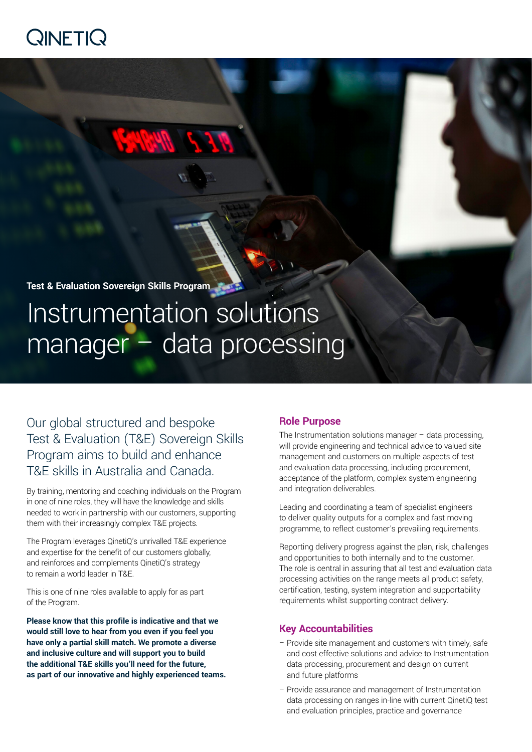QINETIQ

**Test & Evaluation Sovereign Skills Program**

# Instrumentation solutions manager – data processing

## Our global structured and bespoke Test & Evaluation (T&E) Sovereign Skills Program aims to build and enhance T&E skills in Australia and Canada.

By training, mentoring and coaching individuals on the Program in one of nine roles, they will have the knowledge and skills needed to work in partnership with our customers, supporting them with their increasingly complex T&E projects.

The Program leverages QinetiQ's unrivalled T&E experience and expertise for the benefit of our customers globally, and reinforces and complements QinetiQ's strategy to remain a world leader in T&E.

This is one of nine roles available to apply for as part of the Program.

**Please know that this profile is indicative and that we would still love to hear from you even if you feel you have only a partial skill match. We promote a diverse and inclusive culture and will support you to build the additional T&E skills you'll need for the future, as part of our innovative and highly experienced teams.**

## Role Purpose

The Instrumentation solutions manager – data processing, will provide engineering and technical advice to valued site management and customers on multiple aspects of test and evaluation data processing, including procurement, acceptance of the platform, complex system engineering and integration deliverables.

Leading and coordinating a team of specialist engineers to deliver quality outputs for a complex and fast moving programme, to reflect customer's prevailing requirements.

Reporting delivery progress against the plan, risk, challenges and opportunities to both internally and to the customer. The role is central in assuring that all test and evaluation data processing activities on the range meets all product safety, certification, testing, system integration and supportability requirements whilst supporting contract delivery.

## Key Accountabilities

- Provide site management and customers with timely, safe and cost effective solutions and advice to Instrumentation data processing, procurement and design on current and future platforms
- Provide assurance and management of Instrumentation data processing on ranges in-line with current QinetiQ test and evaluation principles, practice and governance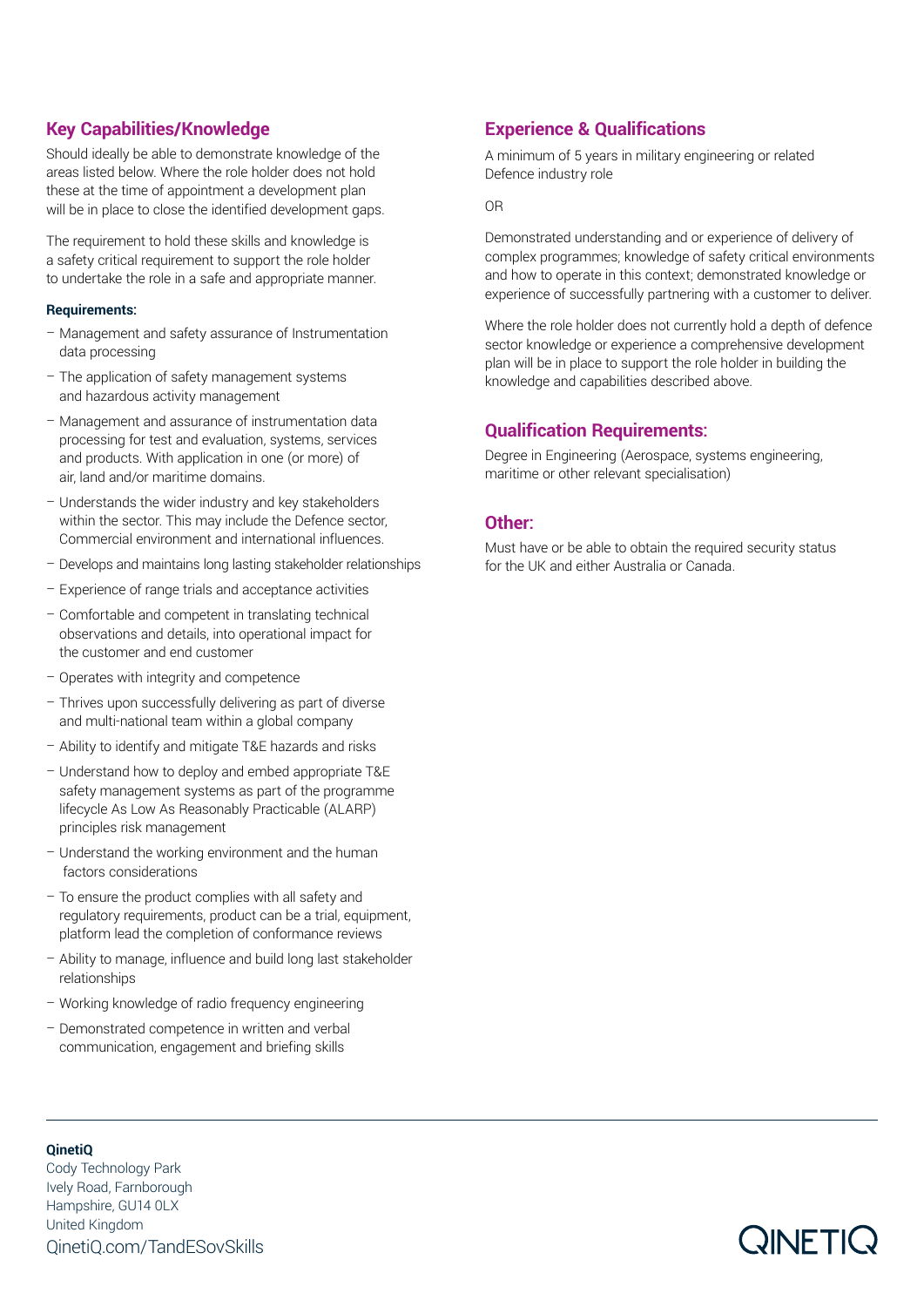## Key Capabilities/Knowledge

Should ideally be able to demonstrate knowledge of the areas listed below. Where the role holder does not hold these at the time of appointment a development plan will be in place to close the identified development gaps.

The requirement to hold these skills and knowledge is a safety critical requirement to support the role holder to undertake the role in a safe and appropriate manner.

**Requirements:**

- Management and safety assurance of Instrumentation data processing
- The application of safety management systems and hazardous activity management
- Management and assurance of instrumentation data processing for test and evaluation, systems, services and products. With application in one (or more) of air, land and/or maritime domains.
- Understands the wider industry and key stakeholders within the sector. This may include the Defence sector, Commercial environment and international influences.
- Develops and maintains long lasting stakeholder relationships
- Experience of range trials and acceptance activities
- Comfortable and competent in translating technical observations and details, into operational impact for the customer and end customer
- Operates with integrity and competence
- Thrives upon successfully delivering as part of diverse and multi-national team within a global company
- Ability to identify and mitigate T&E hazards and risks
- Understand how to deploy and embed appropriate T&E safety management systems as part of the programme lifecycle As Low As Reasonably Practicable (ALARP) principles risk management
- Understand the working environment and the human factors considerations
- To ensure the product complies with all safety and regulatory requirements, product can be a trial, equipment, platform lead the completion of conformance reviews
- Ability to manage, influence and build long last stakeholder relationships
- Working knowledge of radio frequency engineering
- Demonstrated competence in written and verbal communication, engagement and briefing skills

## Experience & Qualifications

A minimum of 5 years in military engineering or related Defence industry role

OR

Demonstrated understanding and or experience of delivery of complex programmes; knowledge of safety critical environments and how to operate in this context; demonstrated knowledge or experience of successfully partnering with a customer to deliver.

Where the role holder does not currently hold a depth of defence sector knowledge or experience a comprehensive development plan will be in place to support the role holder in building the knowledge and capabilities described above.

## Qualification Requirements:

Degree in Engineering (Aerospace, systems engineering, maritime or other relevant specialisation)

## Other:

Must have or be able to obtain the required security status for the UK and either Australia or Canada.

**QinetiQ**
Cody Technology Park
Ively Road, Farnborough
Hampshire, GU14 0LX
United Kingdom
QinetiQ.com/TandESovSkills